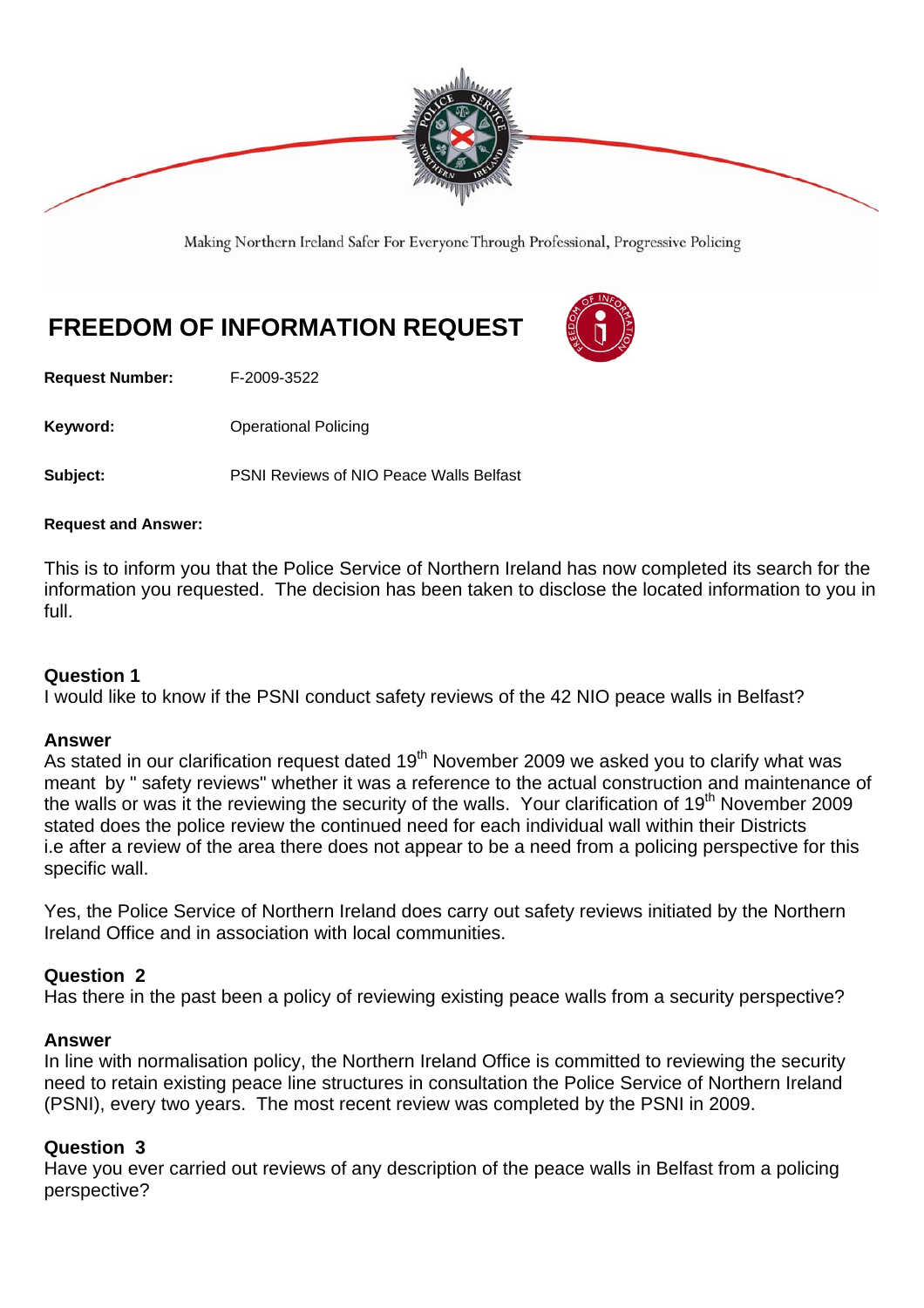Making Northern Ireland Safer For Everyone Through Professional, Progressive Policing

# FREEDOM OF INFORMATION REQUEST

**Request Number:** F-2009-3522

**Keyword:** Operational Policing

**Subject:** PSNI Reviews of NIO Peace Walls Belfast

**Request and Answer:**

This is to inform you that the Police Service of Northern Ireland has now completed its search for the information you requested. The decision has been taken to disclose the located information to you in full.

**Question 1**
I would like to know if the PSNI conduct safety reviews of the 42 NIO peace walls in Belfast?

**Answer**
As stated in our clarification request dated 19th November 2009 we asked you to clarify what was meant by " safety reviews" whether it was a reference to the actual construction and maintenance of the walls or was it the reviewing the security of the walls. Your clarification of 19th November 2009 stated does the police review the continued need for each individual wall within their Districts i.e after a review of the area there does not appear to be a need from a policing perspective for this specific wall.

Yes, the Police Service of Northern Ireland does carry out safety reviews initiated by the Northern Ireland Office and in association with local communities.

**Question 2**
Has there in the past been a policy of reviewing existing peace walls from a security perspective?

**Answer**
In line with normalisation policy, the Northern Ireland Office is committed to reviewing the security need to retain existing peace line structures in consultation the Police Service of Northern Ireland (PSNI), every two years. The most recent review was completed by the PSNI in 2009.

**Question 3**
Have you ever carried out reviews of any description of the peace walls in Belfast from a policing perspective?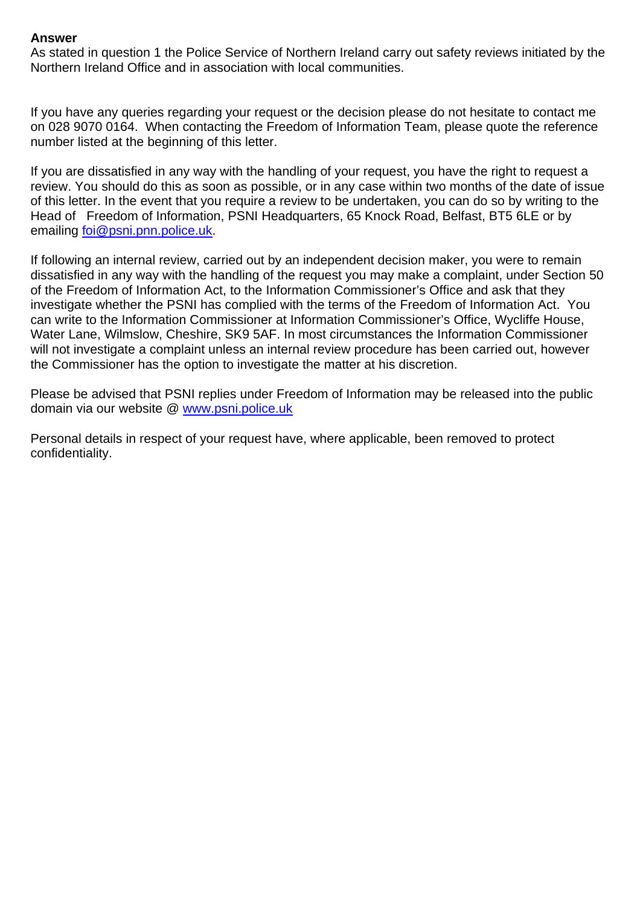**Answer**
As stated in question 1 the Police Service of Northern Ireland carry out safety reviews initiated by the Northern Ireland Office and in association with local communities.

If you have any queries regarding your request or the decision please do not hesitate to contact me on 028 9070 0164. When contacting the Freedom of Information Team, please quote the reference number listed at the beginning of this letter.

If you are dissatisfied in any way with the handling of your request, you have the right to request a review. You should do this as soon as possible, or in any case within two months of the date of issue of this letter. In the event that you require a review to be undertaken, you can do so by writing to the Head of Freedom of Information, PSNI Headquarters, 65 Knock Road, Belfast, BT5 6LE or by emailing foi@psni.pnn.police.uk.

If following an internal review, carried out by an independent decision maker, you were to remain dissatisfied in any way with the handling of the request you may make a complaint, under Section 50 of the Freedom of Information Act, to the Information Commissioner's Office and ask that they investigate whether the PSNI has complied with the terms of the Freedom of Information Act. You can write to the Information Commissioner at Information Commissioner's Office, Wycliffe House, Water Lane, Wilmslow, Cheshire, SK9 5AF. In most circumstances the Information Commissioner will not investigate a complaint unless an internal review procedure has been carried out, however the Commissioner has the option to investigate the matter at his discretion.

Please be advised that PSNI replies under Freedom of Information may be released into the public domain via our website @ www.psni.police.uk

Personal details in respect of your request have, where applicable, been removed to protect confidentiality.